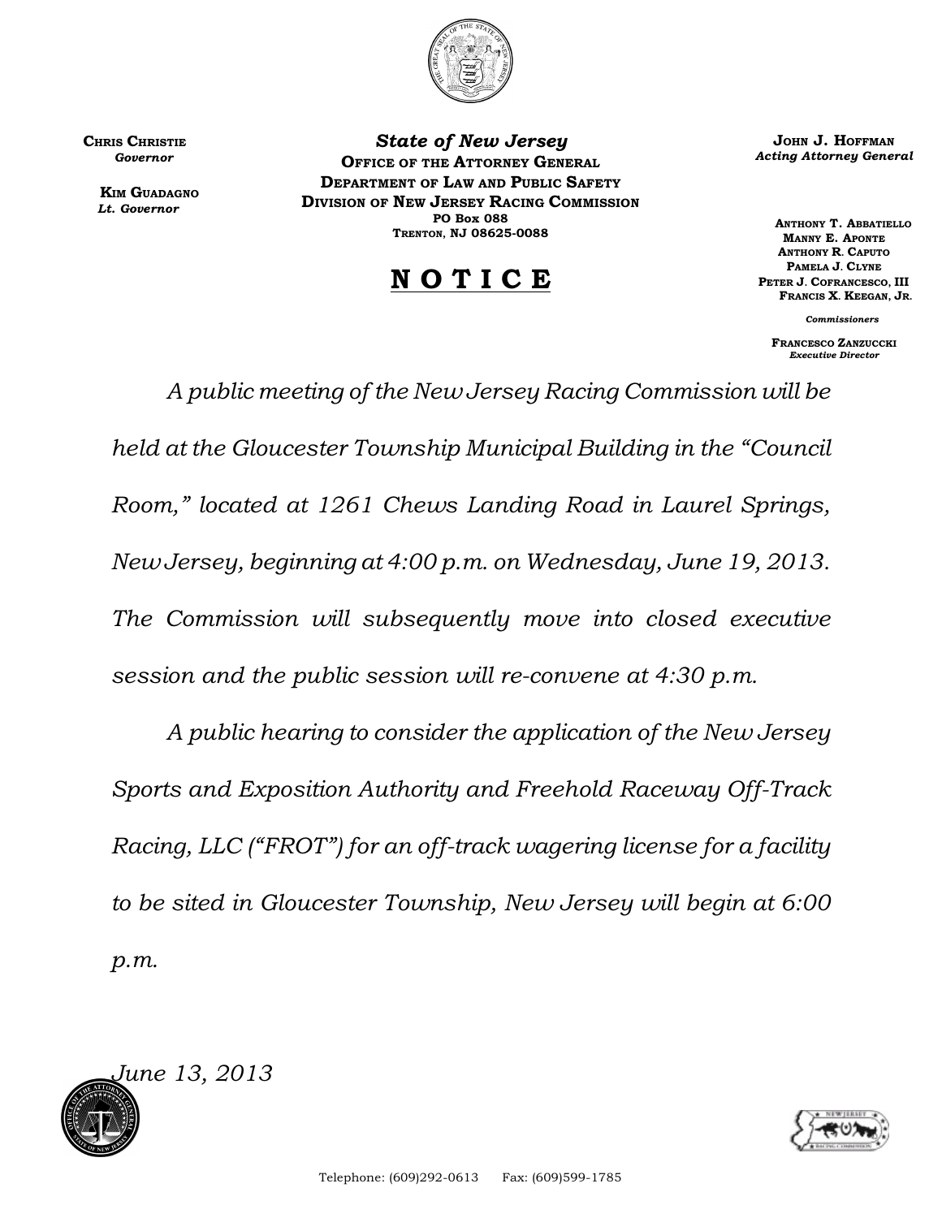**Chris Christie**
*Governor*

**Kim Guadagno**
*Lt. Governor*

***State of New Jersey***
**Office of the Attorney General**
**Department of Law and Public Safety**
**Division of New Jersey Racing Commission**
**PO Box 088**
**Trenton, NJ 08625-0088**

**John J. Hoffman**
*Acting Attorney General*

**Anthony T. Abbatiello**
**Manny E. Aponte**
**Anthony R. Caputo**
**Pamela J. Clyne**
**Peter J. Cofrancesco, III**
**Francis X. Keegan, Jr.**

*Commissioners*

**Francesco Zanzuccki**
*Executive Director*

# N O T I C E

*A public meeting of the New Jersey Racing Commission will be held at the Gloucester Township Municipal Building in the "Council Room," located at 1261 Chews Landing Road in Laurel Springs, New Jersey, beginning at 4:00 p.m. on Wednesday, June 19, 2013. The Commission will subsequently move into closed executive session and the public session will re-convene at 4:30 p.m.*

*A public hearing to consider the application of the New Jersey Sports and Exposition Authority and Freehold Raceway Off-Track Racing, LLC ("FROT") for an off-track wagering license for a facility to be sited in Gloucester Township, New Jersey will begin at 6:00 p.m.*

*June 13, 2013*

Telephone: (609)292-0613 Fax: (609)599-1785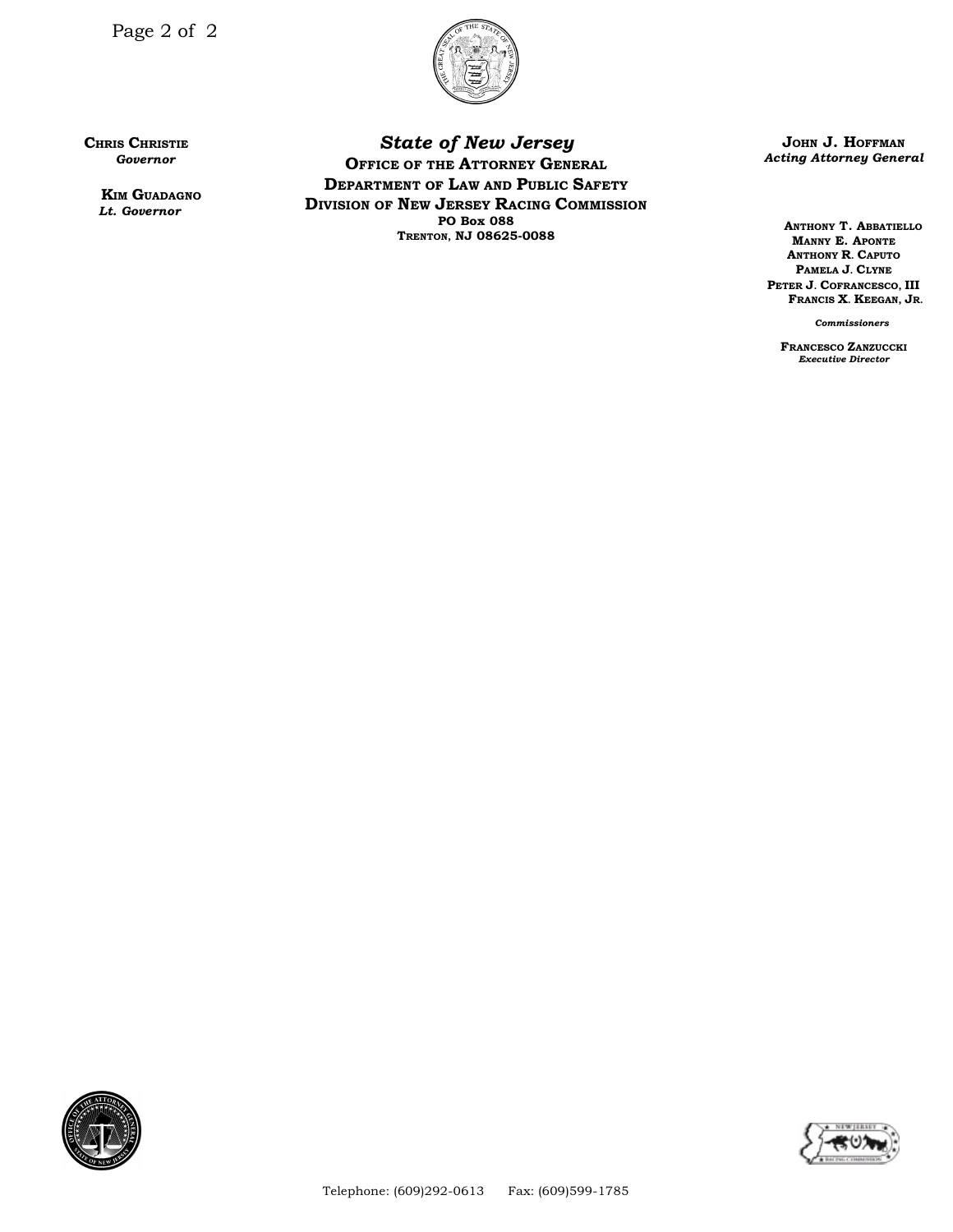**CHRIS CHRISTIE**
*Governor*

**KIM GUADAGNO**
*Lt. Governor*

# *State of New Jersey*

**OFFICE OF THE ATTORNEY GENERAL**
**DEPARTMENT OF LAW AND PUBLIC SAFETY**
**DIVISION OF NEW JERSEY RACING COMMISSION**
**PO Box 088**
**TRENTON, NJ 08625-0088**

**JOHN J. HOFFMAN**
*Acting Attorney General*

**ANTHONY T. ABBATIELLO**
**MANNY E. APONTE**
**ANTHONY R. CAPUTO**
**PAMELA J. CLYNE**
**PETER J. COFRANCESCO, III**
**FRANCIS X. KEEGAN, JR.**

*Commissioners*

**FRANCESCO ZANZUCCKI**
*Executive Director*

Telephone: (609)292-0613 Fax: (609)599-1785